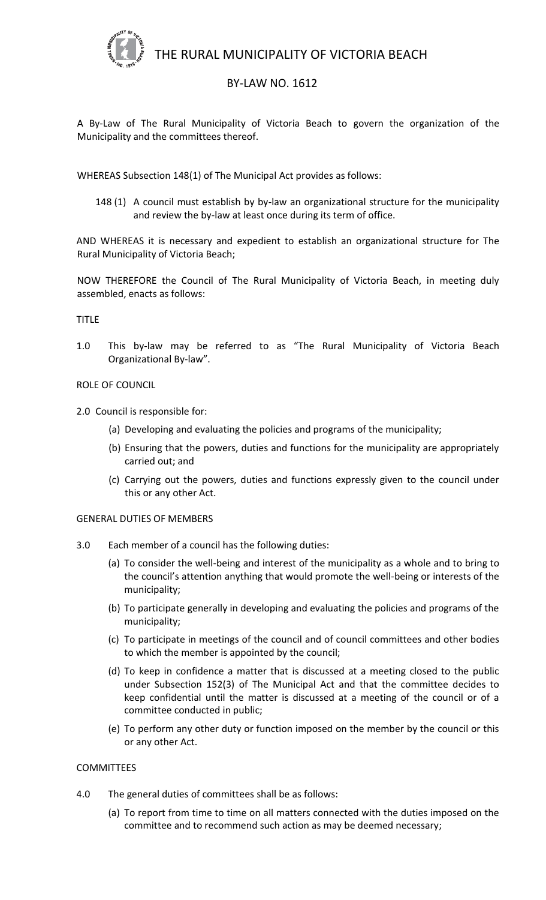# THE RURAL MUNICIPALITY OF VICTORIA BEACH

## BY-LAW NO. 1612

A By-Law of The Rural Municipality of Victoria Beach to govern the organization of the Municipality and the committees thereof.

WHEREAS Subsection 148(1) of The Municipal Act provides as follows:

> 148 (1) A council must establish by by-law an organizational structure for the municipality and review the by-law at least once during its term of office.

AND WHEREAS it is necessary and expedient to establish an organizational structure for The Rural Municipality of Victoria Beach;

NOW THEREFORE the Council of The Rural Municipality of Victoria Beach, in meeting duly assembled, enacts as follows:

TITLE

1.0 This by-law may be referred to as "The Rural Municipality of Victoria Beach Organizational By-law".

ROLE OF COUNCIL

2.0 Council is responsible for:

(a) Developing and evaluating the policies and programs of the municipality;

(b) Ensuring that the powers, duties and functions for the municipality are appropriately carried out; and

(c) Carrying out the powers, duties and functions expressly given to the council under this or any other Act.

GENERAL DUTIES OF MEMBERS

3.0 Each member of a council has the following duties:

(a) To consider the well-being and interest of the municipality as a whole and to bring to the council's attention anything that would promote the well-being or interests of the municipality;

(b) To participate generally in developing and evaluating the policies and programs of the municipality;

(c) To participate in meetings of the council and of council committees and other bodies to which the member is appointed by the council;

(d) To keep in confidence a matter that is discussed at a meeting closed to the public under Subsection 152(3) of The Municipal Act and that the committee decides to keep confidential until the matter is discussed at a meeting of the council or of a committee conducted in public;

(e) To perform any other duty or function imposed on the member by the council or this or any other Act.

COMMITTEES

4.0 The general duties of committees shall be as follows:

(a) To report from time to time on all matters connected with the duties imposed on the committee and to recommend such action as may be deemed necessary;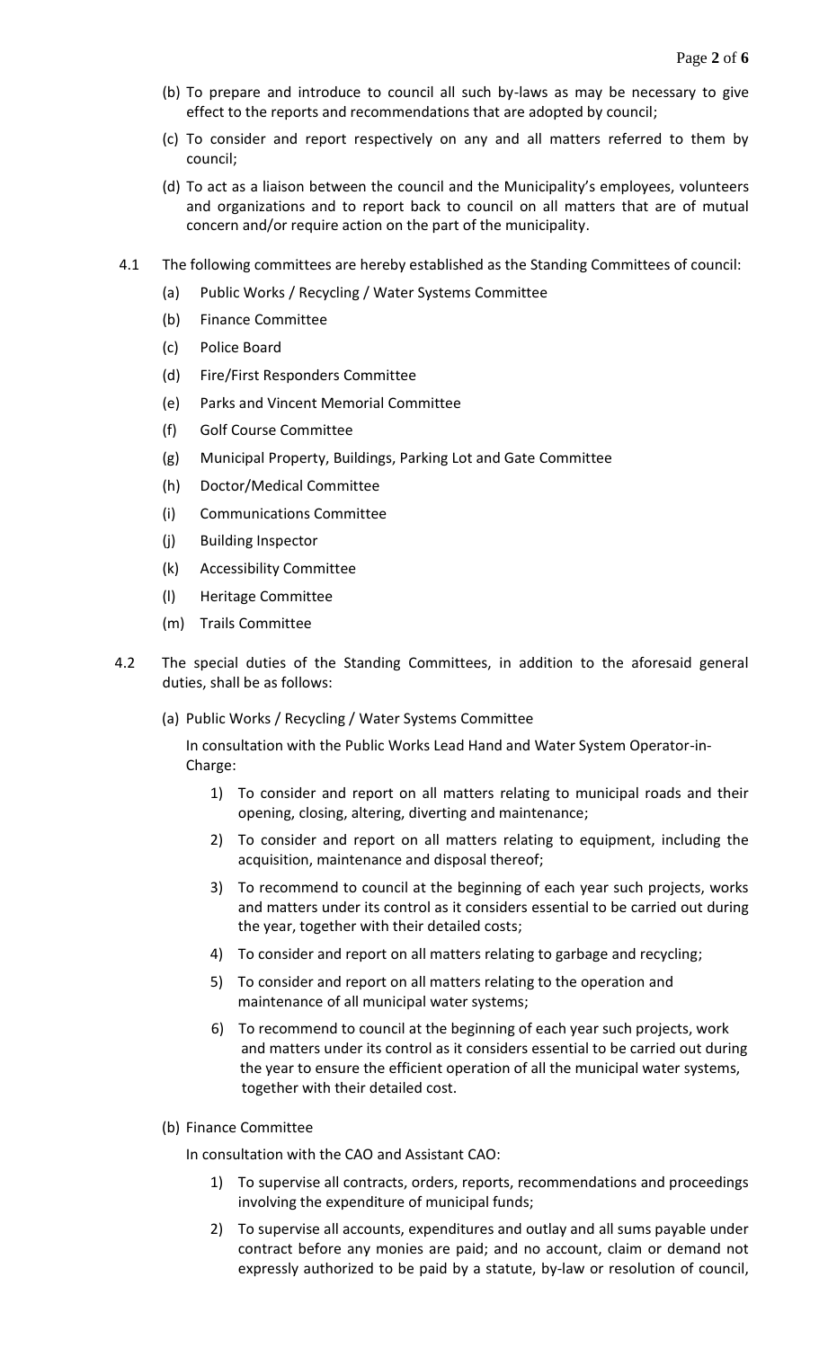(b) To prepare and introduce to council all such by-laws as may be necessary to give effect to the reports and recommendations that are adopted by council;

(c) To consider and report respectively on any and all matters referred to them by council;

(d) To act as a liaison between the council and the Municipality's employees, volunteers and organizations and to report back to council on all matters that are of mutual concern and/or require action on the part of the municipality.

4.1 The following committees are hereby established as the Standing Committees of council:

(a) Public Works / Recycling / Water Systems Committee

(b) Finance Committee

(c) Police Board

(d) Fire/First Responders Committee

(e) Parks and Vincent Memorial Committee

(f) Golf Course Committee

(g) Municipal Property, Buildings, Parking Lot and Gate Committee

(h) Doctor/Medical Committee

(i) Communications Committee

(j) Building Inspector

(k) Accessibility Committee

(l) Heritage Committee

(m) Trails Committee

4.2 The special duties of the Standing Committees, in addition to the aforesaid general duties, shall be as follows:

(a) Public Works / Recycling / Water Systems Committee

In consultation with the Public Works Lead Hand and Water System Operator-in-Charge:

1) To consider and report on all matters relating to municipal roads and their opening, closing, altering, diverting and maintenance;

2) To consider and report on all matters relating to equipment, including the acquisition, maintenance and disposal thereof;

3) To recommend to council at the beginning of each year such projects, works and matters under its control as it considers essential to be carried out during the year, together with their detailed costs;

4) To consider and report on all matters relating to garbage and recycling;

5) To consider and report on all matters relating to the operation and maintenance of all municipal water systems;

6) To recommend to council at the beginning of each year such projects, work and matters under its control as it considers essential to be carried out during the year to ensure the efficient operation of all the municipal water systems, together with their detailed cost.

(b) Finance Committee

In consultation with the CAO and Assistant CAO:

1) To supervise all contracts, orders, reports, recommendations and proceedings involving the expenditure of municipal funds;

2) To supervise all accounts, expenditures and outlay and all sums payable under contract before any monies are paid; and no account, claim or demand not expressly authorized to be paid by a statute, by-law or resolution of council,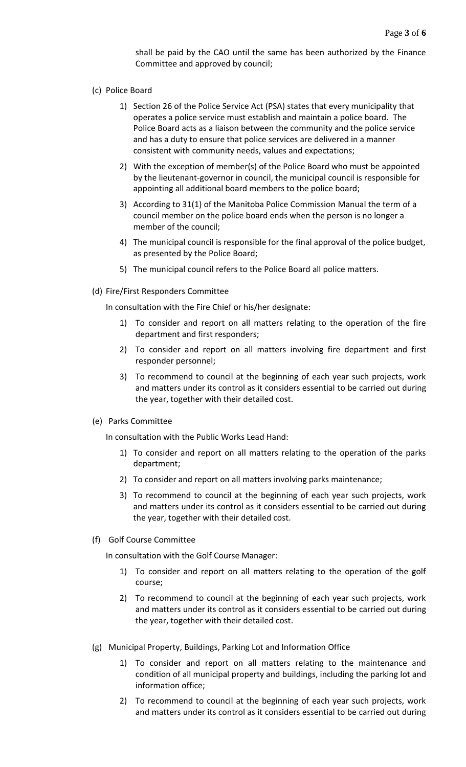shall be paid by the CAO until the same has been authorized by the Finance Committee and approved by council;

(c) Police Board

1) Section 26 of the Police Service Act (PSA) states that every municipality that operates a police service must establish and maintain a police board. The Police Board acts as a liaison between the community and the police service and has a duty to ensure that police services are delivered in a manner consistent with community needs, values and expectations;

2) With the exception of member(s) of the Police Board who must be appointed by the lieutenant-governor in council, the municipal council is responsible for appointing all additional board members to the police board;

3) According to 31(1) of the Manitoba Police Commission Manual the term of a council member on the police board ends when the person is no longer a member of the council;

4) The municipal council is responsible for the final approval of the police budget, as presented by the Police Board;

5) The municipal council refers to the Police Board all police matters.

(d) Fire/First Responders Committee

In consultation with the Fire Chief or his/her designate:

1) To consider and report on all matters relating to the operation of the fire department and first responders;

2) To consider and report on all matters involving fire department and first responder personnel;

3) To recommend to council at the beginning of each year such projects, work and matters under its control as it considers essential to be carried out during the year, together with their detailed cost.

(e) Parks Committee

In consultation with the Public Works Lead Hand:

1) To consider and report on all matters relating to the operation of the parks department;

2) To consider and report on all matters involving parks maintenance;

3) To recommend to council at the beginning of each year such projects, work and matters under its control as it considers essential to be carried out during the year, together with their detailed cost.

(f) Golf Course Committee

In consultation with the Golf Course Manager:

1) To consider and report on all matters relating to the operation of the golf course;

2) To recommend to council at the beginning of each year such projects, work and matters under its control as it considers essential to be carried out during the year, together with their detailed cost.

(g) Municipal Property, Buildings, Parking Lot and Information Office

1) To consider and report on all matters relating to the maintenance and condition of all municipal property and buildings, including the parking lot and information office;

2) To recommend to council at the beginning of each year such projects, work and matters under its control as it considers essential to be carried out during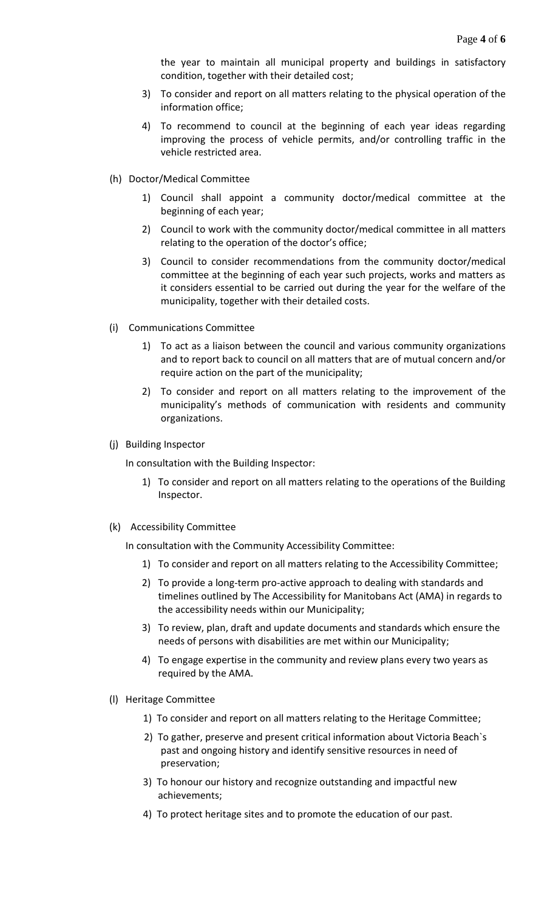the year to maintain all municipal property and buildings in satisfactory condition, together with their detailed cost;

3) To consider and report on all matters relating to the physical operation of the information office;

4) To recommend to council at the beginning of each year ideas regarding improving the process of vehicle permits, and/or controlling traffic in the vehicle restricted area.

(h) Doctor/Medical Committee

1) Council shall appoint a community doctor/medical committee at the beginning of each year;

2) Council to work with the community doctor/medical committee in all matters relating to the operation of the doctor's office;

3) Council to consider recommendations from the community doctor/medical committee at the beginning of each year such projects, works and matters as it considers essential to be carried out during the year for the welfare of the municipality, together with their detailed costs.

(i) Communications Committee

1) To act as a liaison between the council and various community organizations and to report back to council on all matters that are of mutual concern and/or require action on the part of the municipality;

2) To consider and report on all matters relating to the improvement of the municipality's methods of communication with residents and community organizations.

(j) Building Inspector

In consultation with the Building Inspector:

1) To consider and report on all matters relating to the operations of the Building Inspector.

(k) Accessibility Committee

In consultation with the Community Accessibility Committee:

1) To consider and report on all matters relating to the Accessibility Committee;

2) To provide a long-term pro-active approach to dealing with standards and timelines outlined by The Accessibility for Manitobans Act (AMA) in regards to the accessibility needs within our Municipality;

3) To review, plan, draft and update documents and standards which ensure the needs of persons with disabilities are met within our Municipality;

4) To engage expertise in the community and review plans every two years as required by the AMA.

(l) Heritage Committee

1) To consider and report on all matters relating to the Heritage Committee;

2) To gather, preserve and present critical information about Victoria Beach`s past and ongoing history and identify sensitive resources in need of preservation;

3) To honour our history and recognize outstanding and impactful new achievements;

4) To protect heritage sites and to promote the education of our past.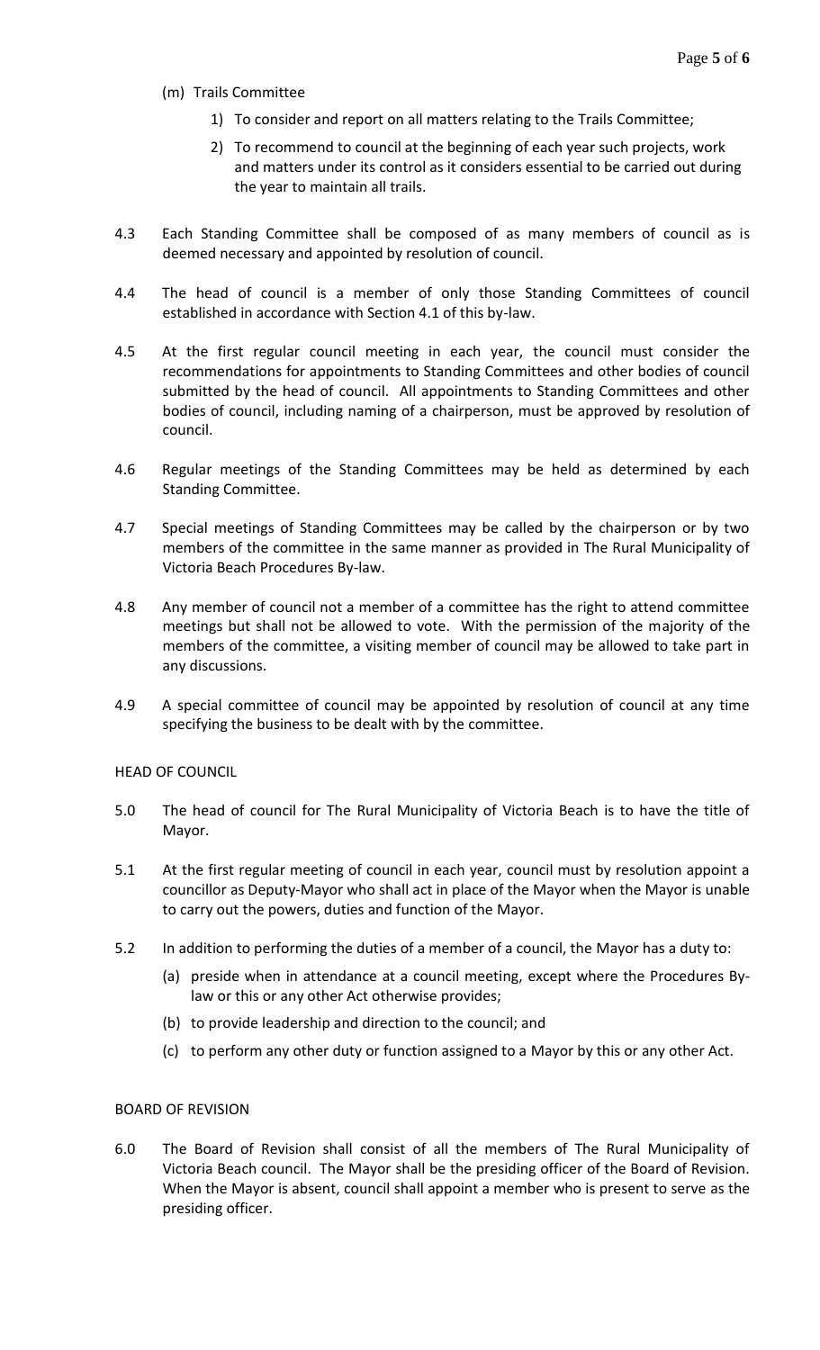(m) Trails Committee

1) To consider and report on all matters relating to the Trails Committee;
2) To recommend to council at the beginning of each year such projects, work and matters under its control as it considers essential to be carried out during the year to maintain all trails.

4.3 Each Standing Committee shall be composed of as many members of council as is deemed necessary and appointed by resolution of council.

4.4 The head of council is a member of only those Standing Committees of council established in accordance with Section 4.1 of this by-law.

4.5 At the first regular council meeting in each year, the council must consider the recommendations for appointments to Standing Committees and other bodies of council submitted by the head of council. All appointments to Standing Committees and other bodies of council, including naming of a chairperson, must be approved by resolution of council.

4.6 Regular meetings of the Standing Committees may be held as determined by each Standing Committee.

4.7 Special meetings of Standing Committees may be called by the chairperson or by two members of the committee in the same manner as provided in The Rural Municipality of Victoria Beach Procedures By-law.

4.8 Any member of council not a member of a committee has the right to attend committee meetings but shall not be allowed to vote. With the permission of the majority of the members of the committee, a visiting member of council may be allowed to take part in any discussions.

4.9 A special committee of council may be appointed by resolution of council at any time specifying the business to be dealt with by the committee.

## HEAD OF COUNCIL

5.0 The head of council for The Rural Municipality of Victoria Beach is to have the title of Mayor.

5.1 At the first regular meeting of council in each year, council must by resolution appoint a councillor as Deputy-Mayor who shall act in place of the Mayor when the Mayor is unable to carry out the powers, duties and function of the Mayor.

5.2 In addition to performing the duties of a member of a council, the Mayor has a duty to:

(a) preside when in attendance at a council meeting, except where the Procedures By-law or this or any other Act otherwise provides;

(b) to provide leadership and direction to the council; and

(c) to perform any other duty or function assigned to a Mayor by this or any other Act.

## BOARD OF REVISION

6.0 The Board of Revision shall consist of all the members of The Rural Municipality of Victoria Beach council. The Mayor shall be the presiding officer of the Board of Revision. When the Mayor is absent, council shall appoint a member who is present to serve as the presiding officer.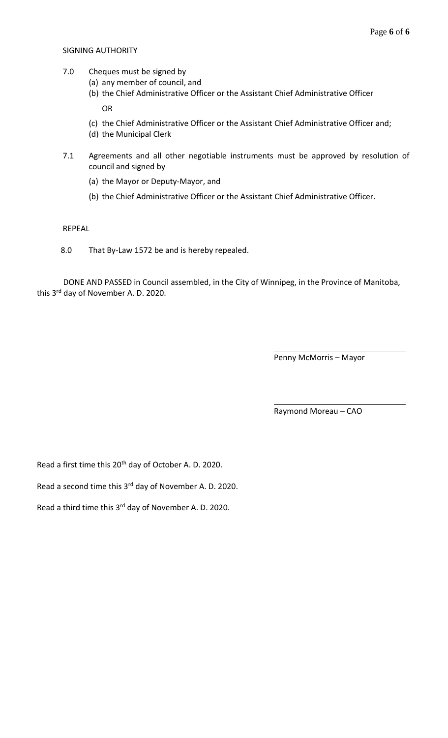SIGNING AUTHORITY

7.0 Cheques must be signed by
   (a) any member of council, and
   (b) the Chief Administrative Officer or the Assistant Chief Administrative Officer

   OR

   (c) the Chief Administrative Officer or the Assistant Chief Administrative Officer and;
   (d) the Municipal Clerk

7.1 Agreements and all other negotiable instruments must be approved by resolution of council and signed by

   (a) the Mayor or Deputy-Mayor, and

   (b) the Chief Administrative Officer or the Assistant Chief Administrative Officer.

REPEAL

8.0 That By-Law 1572 be and is hereby repealed.

DONE AND PASSED in Council assembled, in the City of Winnipeg, in the Province of Manitoba, this 3rd day of November A. D. 2020.

Penny McMorris – Mayor

Raymond Moreau – CAO

Read a first time this 20th day of October A. D. 2020.

Read a second time this 3rd day of November A. D. 2020.

Read a third time this 3rd day of November A. D. 2020.